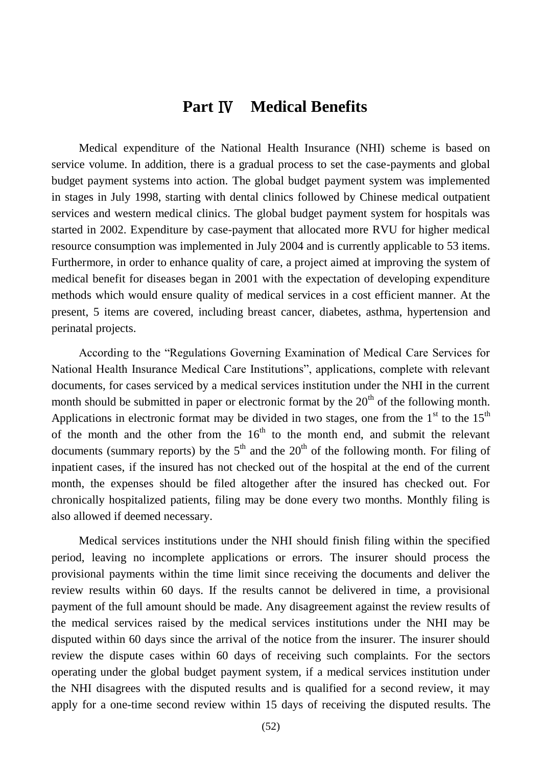# Part Ⅳ Medical Benefits

Medical expenditure of the National Health Insurance (NHI) scheme is based on service volume. In addition, there is a gradual process to set the case-payments and global budget payment systems into action. The global budget payment system was implemented in stages in July 1998, starting with dental clinics followed by Chinese medical outpatient services and western medical clinics. The global budget payment system for hospitals was started in 2002. Expenditure by case-payment that allocated more RVU for higher medical resource consumption was implemented in July 2004 and is currently applicable to 53 items. Furthermore, in order to enhance quality of care, a project aimed at improving the system of medical benefit for diseases began in 2001 with the expectation of developing expenditure methods which would ensure quality of medical services in a cost efficient manner. At the present, 5 items are covered, including breast cancer, diabetes, asthma, hypertension and perinatal projects.

According to the "Regulations Governing Examination of Medical Care Services for National Health Insurance Medical Care Institutions", applications, complete with relevant documents, for cases serviced by a medical services institution under the NHI in the current month should be submitted in paper or electronic format by the 20th of the following month. Applications in electronic format may be divided in two stages, one from the 1st to the 15th of the month and the other from the 16th to the month end, and submit the relevant documents (summary reports) by the 5th and the 20th of the following month. For filing of inpatient cases, if the insured has not checked out of the hospital at the end of the current month, the expenses should be filed altogether after the insured has checked out. For chronically hospitalized patients, filing may be done every two months. Monthly filing is also allowed if deemed necessary.

Medical services institutions under the NHI should finish filing within the specified period, leaving no incomplete applications or errors. The insurer should process the provisional payments within the time limit since receiving the documents and deliver the review results within 60 days. If the results cannot be delivered in time, a provisional payment of the full amount should be made. Any disagreement against the review results of the medical services raised by the medical services institutions under the NHI may be disputed within 60 days since the arrival of the notice from the insurer. The insurer should review the dispute cases within 60 days of receiving such complaints. For the sectors operating under the global budget payment system, if a medical services institution under the NHI disagrees with the disputed results and is qualified for a second review, it may apply for a one-time second review within 15 days of receiving the disputed results. The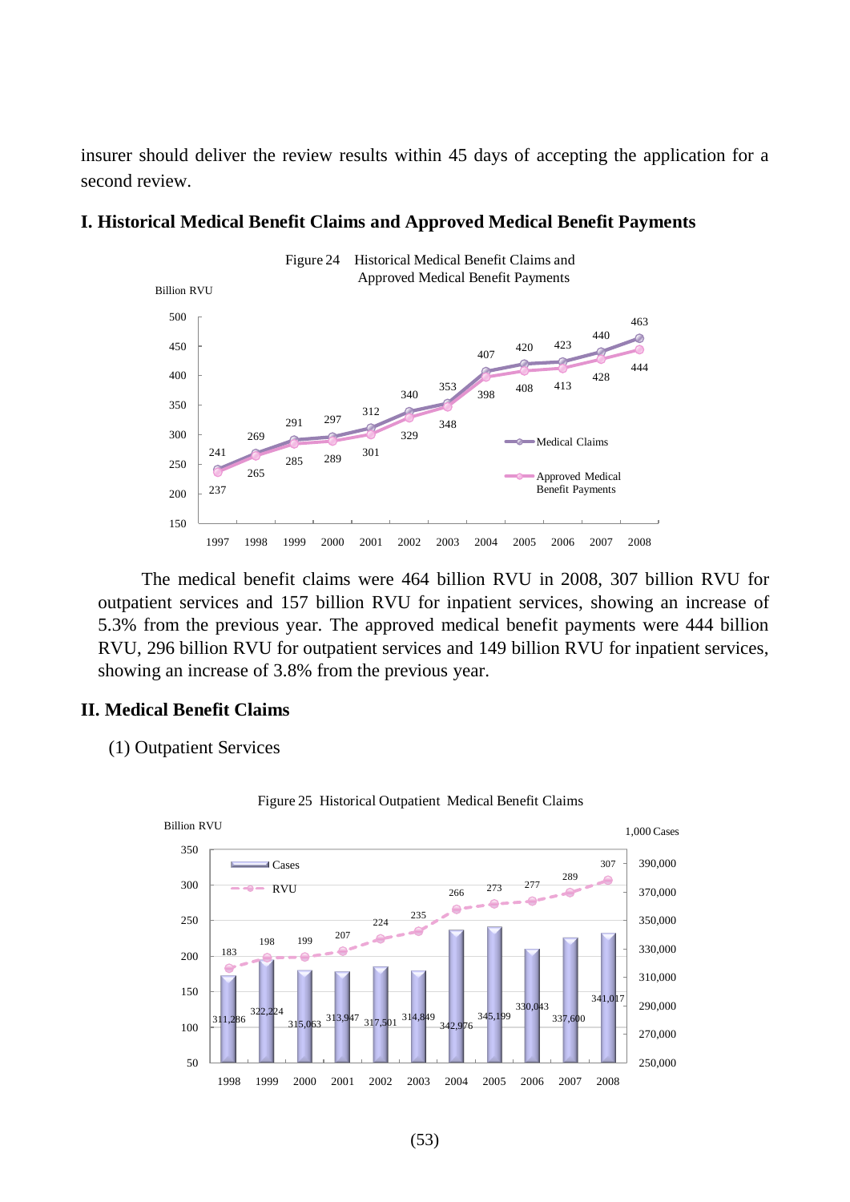insurer should deliver the review results within 45 days of accepting the application for a second review.

## I. Historical Medical Benefit Claims and Approved Medical Benefit Payments

Figure 24 Historical Medical Benefit Claims and Approved Medical Benefit Payments

| Year | Medical Claims (Billion RVU) | Approved Medical Benefit Payments (Billion RVU) |
|---|---|---|
| 1997 | 241 | 237 |
| 1998 | 269 | 265 |
| 1999 | 291 | 285 |
| 2000 | 297 | 289 |
| 2001 | 312 | 301 |
| 2002 | 340 | 329 |
| 2003 | 353 | 348 |
| 2004 | 407 | 398 |
| 2005 | 420 | 408 |
| 2006 | 423 | 413 |
| 2007 | 440 | 428 |
| 2008 | 463 | 444 |

The medical benefit claims were 464 billion RVU in 2008, 307 billion RVU for outpatient services and 157 billion RVU for inpatient services, showing an increase of 5.3% from the previous year. The approved medical benefit payments were 444 billion RVU, 296 billion RVU for outpatient services and 149 billion RVU for inpatient services, showing an increase of 3.8% from the previous year.

## II. Medical Benefit Claims

### (1) Outpatient Services

Figure 25 Historical Outpatient Medical Benefit Claims

| Year | Cases (1,000 Cases) | RVU (Billion RVU) |
|---|---|---|
| 1998 | 311,286 | 183 |
| 1999 | 322,224 | 198 |
| 2000 | 315,063 | 199 |
| 2001 | 313,947 | 207 |
| 2002 | 317,501 | 224 |
| 2003 | 314,849 | 235 |
| 2004 | 342,976 | 266 |
| 2005 | 345,199 | 273 |
| 2006 | 330,043 | 277 |
| 2007 | 337,600 | 289 |
| 2008 | 341,017 | 307 |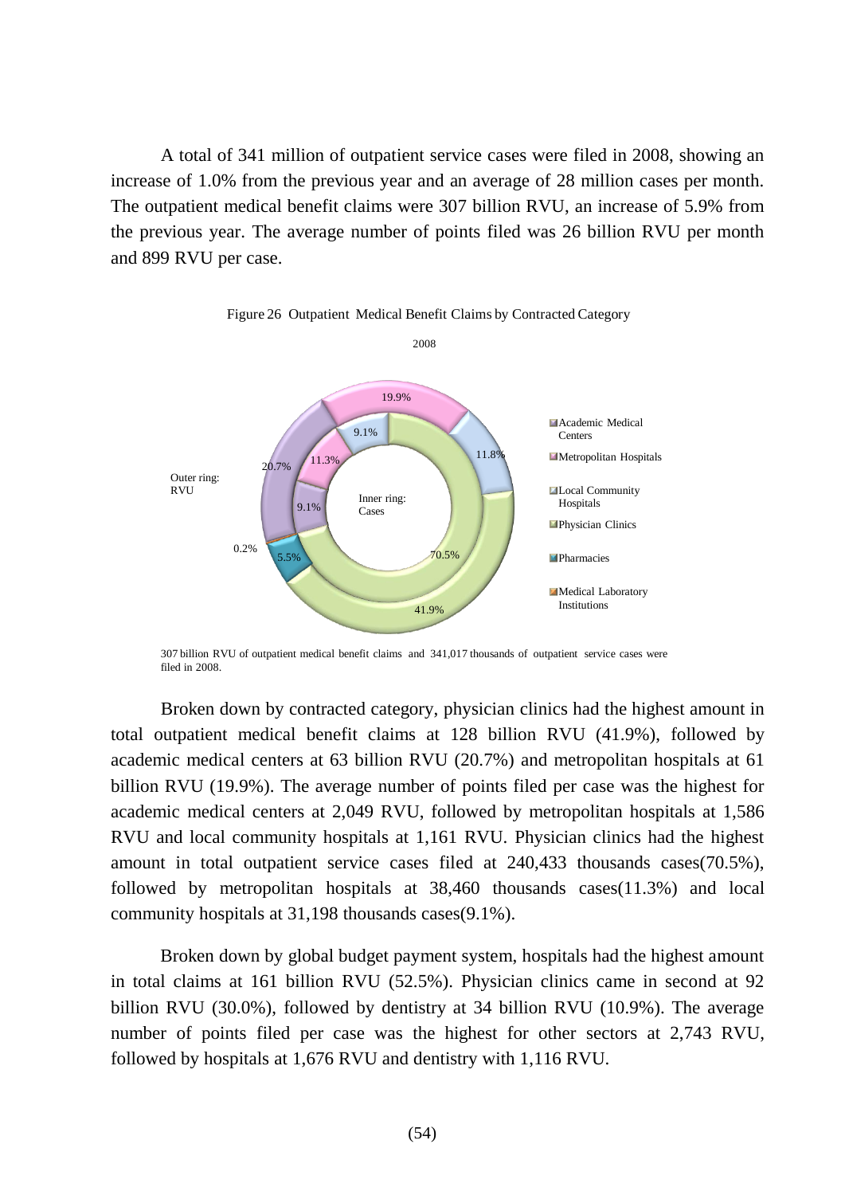A total of 341 million of outpatient service cases were filed in 2008, showing an increase of 1.0% from the previous year and an average of 28 million cases per month. The outpatient medical benefit claims were 307 billion RVU, an increase of 5.9% from the previous year. The average number of points filed was 26 billion RVU per month and 899 RVU per case.

Figure 26 Outpatient Medical Benefit Claims by Contracted Category

2008

Outer ring: RVU

Inner ring: Cases

- Academic Medical Centers
- Metropolitan Hospitals
- Local Community Hospitals
- Physician Clinics
- Pharmacies
- Medical Laboratory Institutions

19.9%, 11.8%, 41.9%, 5.5%, 0.2%, 20.7%, 9.1%, 11.3%, 9.1%, 70.5%

307 billion RVU of outpatient medical benefit claims and 341,017 thousands of outpatient service cases were filed in 2008.

Broken down by contracted category, physician clinics had the highest amount in total outpatient medical benefit claims at 128 billion RVU (41.9%), followed by academic medical centers at 63 billion RVU (20.7%) and metropolitan hospitals at 61 billion RVU (19.9%). The average number of points filed per case was the highest for academic medical centers at 2,049 RVU, followed by metropolitan hospitals at 1,586 RVU and local community hospitals at 1,161 RVU. Physician clinics had the highest amount in total outpatient service cases filed at 240,433 thousands cases(70.5%), followed by metropolitan hospitals at 38,460 thousands cases(11.3%) and local community hospitals at 31,198 thousands cases(9.1%).

Broken down by global budget payment system, hospitals had the highest amount in total claims at 161 billion RVU (52.5%). Physician clinics came in second at 92 billion RVU (30.0%), followed by dentistry at 34 billion RVU (10.9%). The average number of points filed per case was the highest for other sectors at 2,743 RVU, followed by hospitals at 1,676 RVU and dentistry with 1,116 RVU.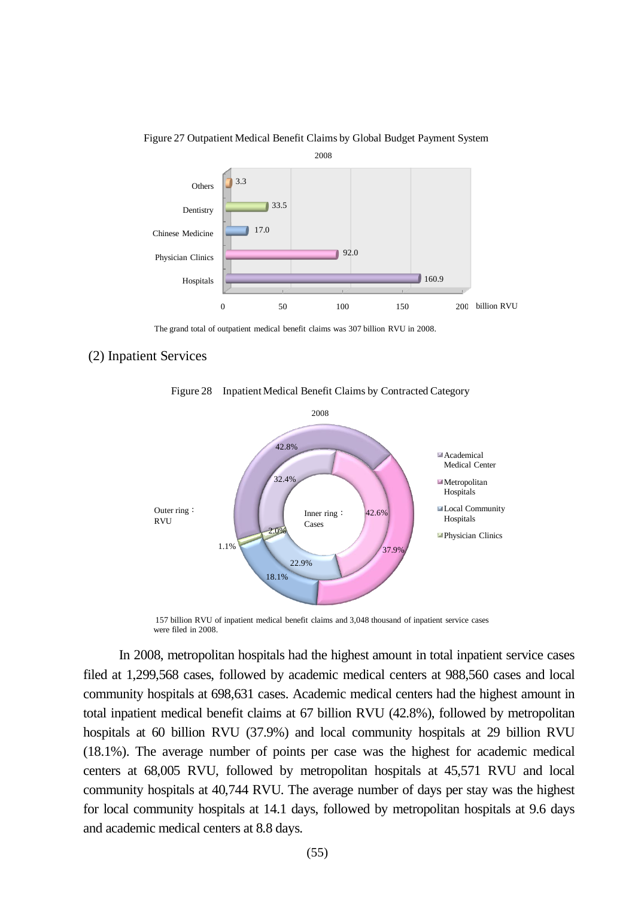Figure 27 Outpatient Medical Benefit Claims by Global Budget Payment System

2008

| Category | billion RVU |
|---|---|
| Others | 3.3 |
| Dentistry | 33.5 |
| Chinese Medicine | 17.0 |
| Physician Clinics | 92.0 |
| Hospitals | 160.9 |

The grand total of outpatient medical benefit claims was 307 billion RVU in 2008.

(2) Inpatient Services

Figure 28 Inpatient Medical Benefit Claims by Contracted Category

2008

| Category | Outer ring: RVU | Inner ring: Cases |
|---|---|---|
| Academical Medical Center | 42.8% | 32.4% |
| Metropolitan Hospitals | 37.9% | 42.6% |
| Local Community Hospitals | 18.1% | 22.9% |
| Physician Clinics | 1.1% | 2.0% |

157 billion RVU of inpatient medical benefit claims and 3,048 thousand of inpatient service cases were filed in 2008.

In 2008, metropolitan hospitals had the highest amount in total inpatient service cases filed at 1,299,568 cases, followed by academic medical centers at 988,560 cases and local community hospitals at 698,631 cases. Academic medical centers had the highest amount in total inpatient medical benefit claims at 67 billion RVU (42.8%), followed by metropolitan hospitals at 60 billion RVU (37.9%) and local community hospitals at 29 billion RVU (18.1%). The average number of points per case was the highest for academic medical centers at 68,005 RVU, followed by metropolitan hospitals at 45,571 RVU and local community hospitals at 40,744 RVU. The average number of days per stay was the highest for local community hospitals at 14.1 days, followed by metropolitan hospitals at 9.6 days and academic medical centers at 8.8 days.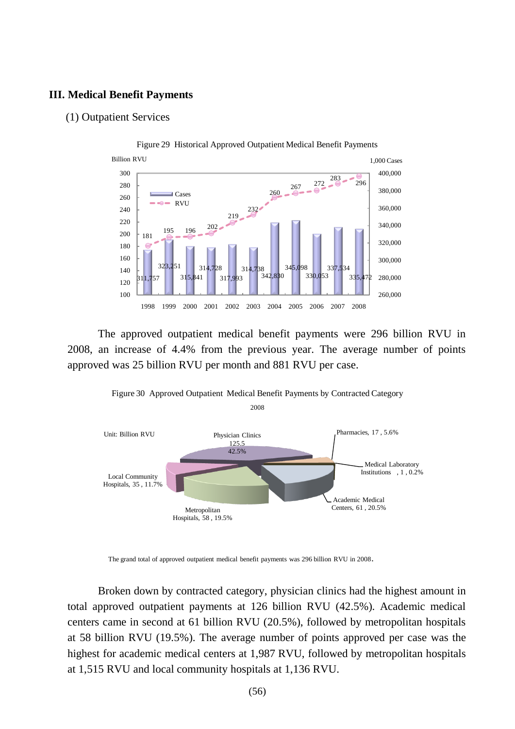## III. Medical Benefit Payments

### (1) Outpatient Services

Figure 29 Historical Approved Outpatient Medical Benefit Payments

| Year | Cases (1,000 Cases) | RVU (Billion RVU) |
|---|---|---|
| 1998 | 311,757 | 181 |
| 1999 | 323,251 | 195 |
| 2000 | 315,841 | 196 |
| 2001 | 314,728 | 202 |
| 2002 | 317,993 | 219 |
| 2003 | 314,738 | 232 |
| 2004 | 342,830 | 260 |
| 2005 | 345,098 | 267 |
| 2006 | 330,053 | 272 |
| 2007 | 337,534 | 283 |
| 2008 | 335,472 | 296 |

The approved outpatient medical benefit payments were 296 billion RVU in 2008, an increase of 4.4% from the previous year. The average number of points approved was 25 billion RVU per month and 881 RVU per case.

Figure 30 Approved Outpatient Medical Benefit Payments by Contracted Category

2008

Unit: Billion RVU

| Contracted Category | Billion RVU | % |
|---|---|---|
| Physician Clinics | 125.5 | 42.5% |
| Academic Medical Centers | 61 | 20.5% |
| Metropolitan Hospitals | 58 | 19.5% |
| Local Community Hospitals | 35 | 11.7% |
| Pharmacies | 17 | 5.6% |
| Medical Laboratory Institutions | 1 | 0.2% |

The grand total of approved outpatient medical benefit payments was 296 billion RVU in 2008.

Broken down by contracted category, physician clinics had the highest amount in total approved outpatient payments at 126 billion RVU (42.5%). Academic medical centers came in second at 61 billion RVU (20.5%), followed by metropolitan hospitals at 58 billion RVU (19.5%). The average number of points approved per case was the highest for academic medical centers at 1,987 RVU, followed by metropolitan hospitals at 1,515 RVU and local community hospitals at 1,136 RVU.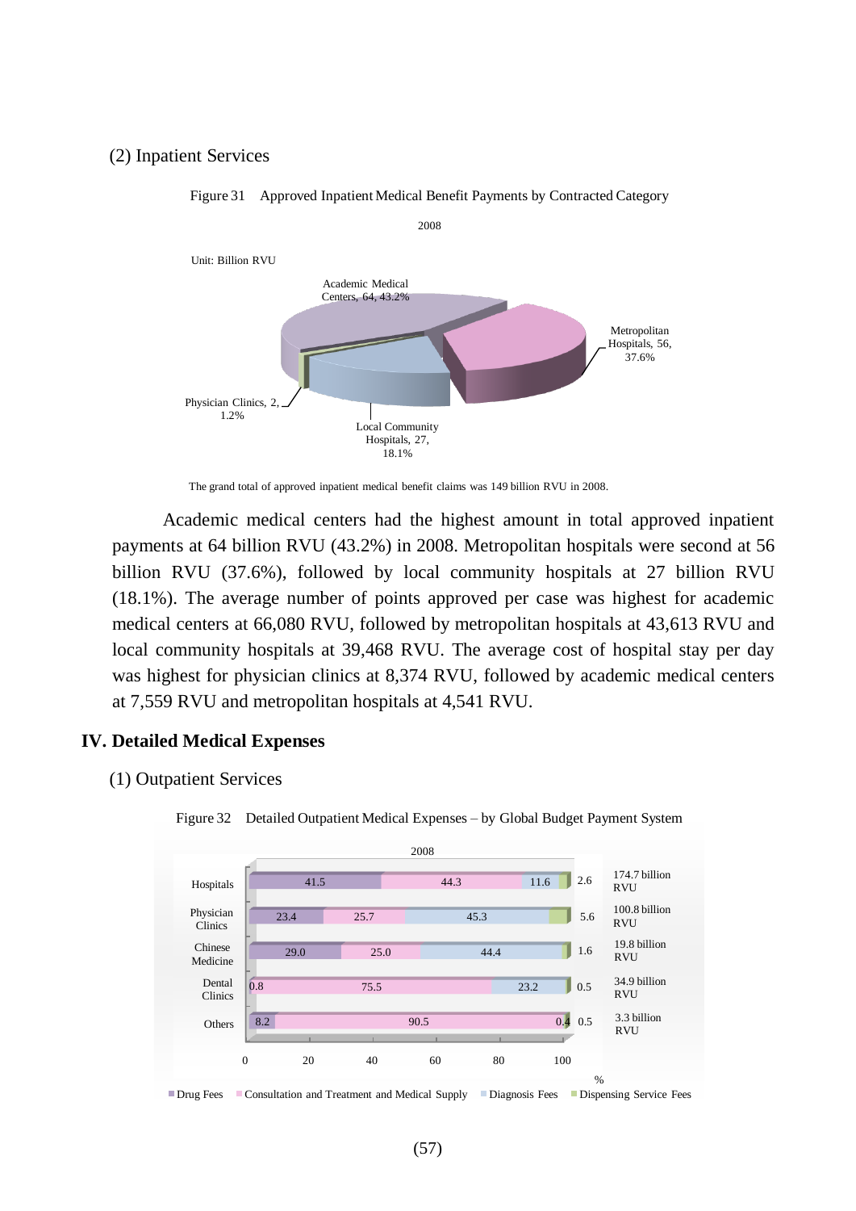(2) Inpatient Services

Figure 31 Approved Inpatient Medical Benefit Payments by Contracted Category

2008

Unit: Billion RVU

Academic Medical Centers, 64, 43.2%

Metropolitan Hospitals, 56, 37.6%

Physician Clinics, 2, 1.2%

Local Community Hospitals, 27, 18.1%

The grand total of approved inpatient medical benefit claims was 149 billion RVU in 2008.

Academic medical centers had the highest amount in total approved inpatient payments at 64 billion RVU (43.2%) in 2008. Metropolitan hospitals were second at 56 billion RVU (37.6%), followed by local community hospitals at 27 billion RVU (18.1%). The average number of points approved per case was highest for academic medical centers at 66,080 RVU, followed by metropolitan hospitals at 43,613 RVU and local community hospitals at 39,468 RVU. The average cost of hospital stay per day was highest for physician clinics at 8,374 RVU, followed by academic medical centers at 7,559 RVU and metropolitan hospitals at 4,541 RVU.

## IV. Detailed Medical Expenses

(1) Outpatient Services

Figure 32 Detailed Outpatient Medical Expenses – by Global Budget Payment System

2008

| | Drug Fees (%) | Consultation and Treatment and Medical Supply (%) | Diagnosis Fees (%) | Dispensing Service Fees (%) | Total |
|---|---|---|---|---|---|
| Hospitals | 41.5 | 44.3 | 11.6 | 2.6 | 174.7 billion RVU |
| Physician Clinics | 23.4 | 25.7 | 45.3 | 5.6 | 100.8 billion RVU |
| Chinese Medicine | 29.0 | 25.0 | 44.4 | 1.6 | 19.8 billion RVU |
| Dental Clinics | 0.8 | 75.5 | 23.2 | 0.5 | 34.9 billion RVU |
| Others | 8.2 | 90.5 | 0.4 | 0.5 | 3.3 billion RVU |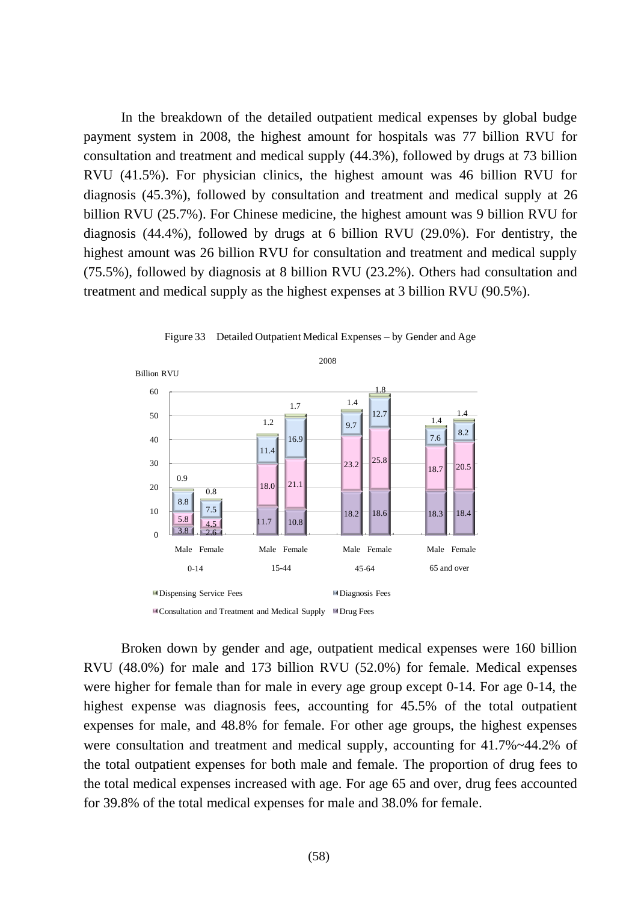In the breakdown of the detailed outpatient medical expenses by global budge payment system in 2008, the highest amount for hospitals was 77 billion RVU for consultation and treatment and medical supply (44.3%), followed by drugs at 73 billion RVU (41.5%). For physician clinics, the highest amount was 46 billion RVU for diagnosis (45.3%), followed by consultation and treatment and medical supply at 26 billion RVU (25.7%). For Chinese medicine, the highest amount was 9 billion RVU for diagnosis (44.4%), followed by drugs at 6 billion RVU (29.0%). For dentistry, the highest amount was 26 billion RVU for consultation and treatment and medical supply (75.5%), followed by diagnosis at 8 billion RVU (23.2%). Others had consultation and treatment and medical supply as the highest expenses at 3 billion RVU (90.5%).

Figure 33 Detailed Outpatient Medical Expenses – by Gender and Age

2008

Billion RVU

| Age | Gender | Drug Fees | Consultation and Treatment and Medical Supply | Diagnosis Fees | Dispensing Service Fees |
|---|---|---|---|---|---|
| 0-14 | Male | 3.8 | 5.8 | 8.8 | 0.9 |
| 0-14 | Female | 2.6 | 4.5 | 7.5 | 0.8 |
| 15-44 | Male | 11.7 | 18.0 | 11.4 | 1.2 |
| 15-44 | Female | 10.8 | 21.1 | 16.9 | 1.7 |
| 45-64 | Male | 18.2 | 23.2 | 9.7 | 1.4 |
| 45-64 | Female | 18.6 | 25.8 | 12.7 | 1.8 |
| 65 and over | Male | 18.3 | 18.7 | 7.6 | 1.4 |
| 65 and over | Female | 18.4 | 20.5 | 8.2 | 1.4 |

Broken down by gender and age, outpatient medical expenses were 160 billion RVU (48.0%) for male and 173 billion RVU (52.0%) for female. Medical expenses were higher for female than for male in every age group except 0-14. For age 0-14, the highest expense was diagnosis fees, accounting for 45.5% of the total outpatient expenses for male, and 48.8% for female. For other age groups, the highest expenses were consultation and treatment and medical supply, accounting for 41.7%~44.2% of the total outpatient expenses for both male and female. The proportion of drug fees to the total medical expenses increased with age. For age 65 and over, drug fees accounted for 39.8% of the total medical expenses for male and 38.0% for female.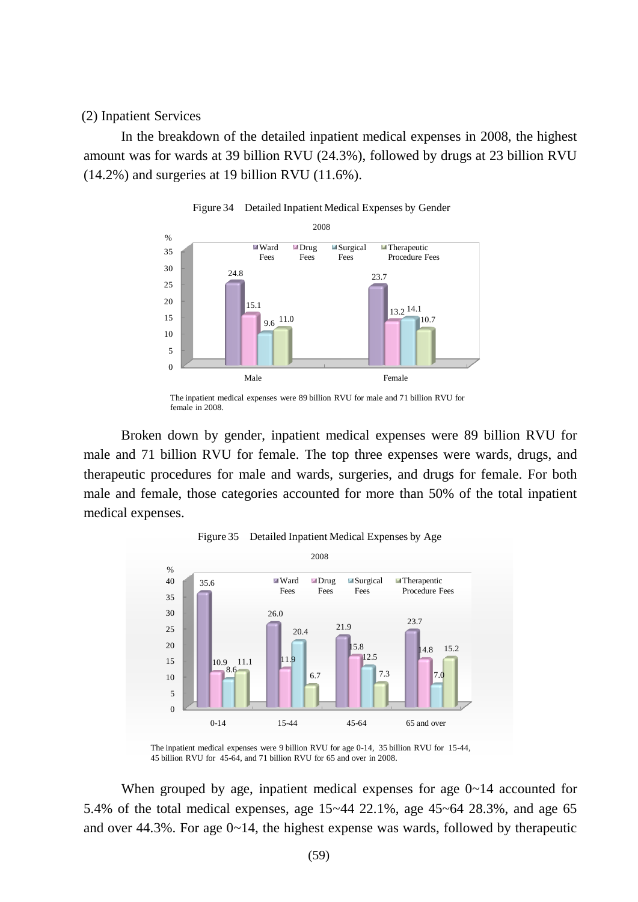(2) Inpatient Services

In the breakdown of the detailed inpatient medical expenses in 2008, the highest amount was for wards at 39 billion RVU (24.3%), followed by drugs at 23 billion RVU (14.2%) and surgeries at 19 billion RVU (11.6%).

Figure 34 Detailed Inpatient Medical Expenses by Gender

2008

| % | Ward Fees | Drug Fees | Surgical Fees | Therapeutic Procedure Fees |
|---|---|---|---|---|
| Male | 24.8 | 15.1 | 9.6 | 11.0 |
| Female | 23.7 | 13.2 | 14.1 | 10.7 |

The inpatient medical expenses were 89 billion RVU for male and 71 billion RVU for female in 2008.

Broken down by gender, inpatient medical expenses were 89 billion RVU for male and 71 billion RVU for female. The top three expenses were wards, drugs, and therapeutic procedures for male and wards, surgeries, and drugs for female. For both male and female, those categories accounted for more than 50% of the total inpatient medical expenses.

Figure 35 Detailed Inpatient Medical Expenses by Age

2008

| % | Ward Fees | Drug Fees | Surgical Fees | Therapentic Procedure Fees |
|---|---|---|---|---|
| 0-14 | 35.6 | 10.9 | 8.6 | 11.1 |
| 15-44 | 26.0 | 11.9 | 20.4 | 6.7 |
| 45-64 | 21.9 | 15.8 | 12.5 | 7.3 |
| 65 and over | 23.7 | 14.8 | 7.0 | 15.2 |

The inpatient medical expenses were 9 billion RVU for age 0-14, 35 billion RVU for 15-44, 45 billion RVU for 45-64, and 71 billion RVU for 65 and over in 2008.

When grouped by age, inpatient medical expenses for age 0~14 accounted for 5.4% of the total medical expenses, age 15~44 22.1%, age 45~64 28.3%, and age 65 and over 44.3%. For age 0~14, the highest expense was wards, followed by therapeutic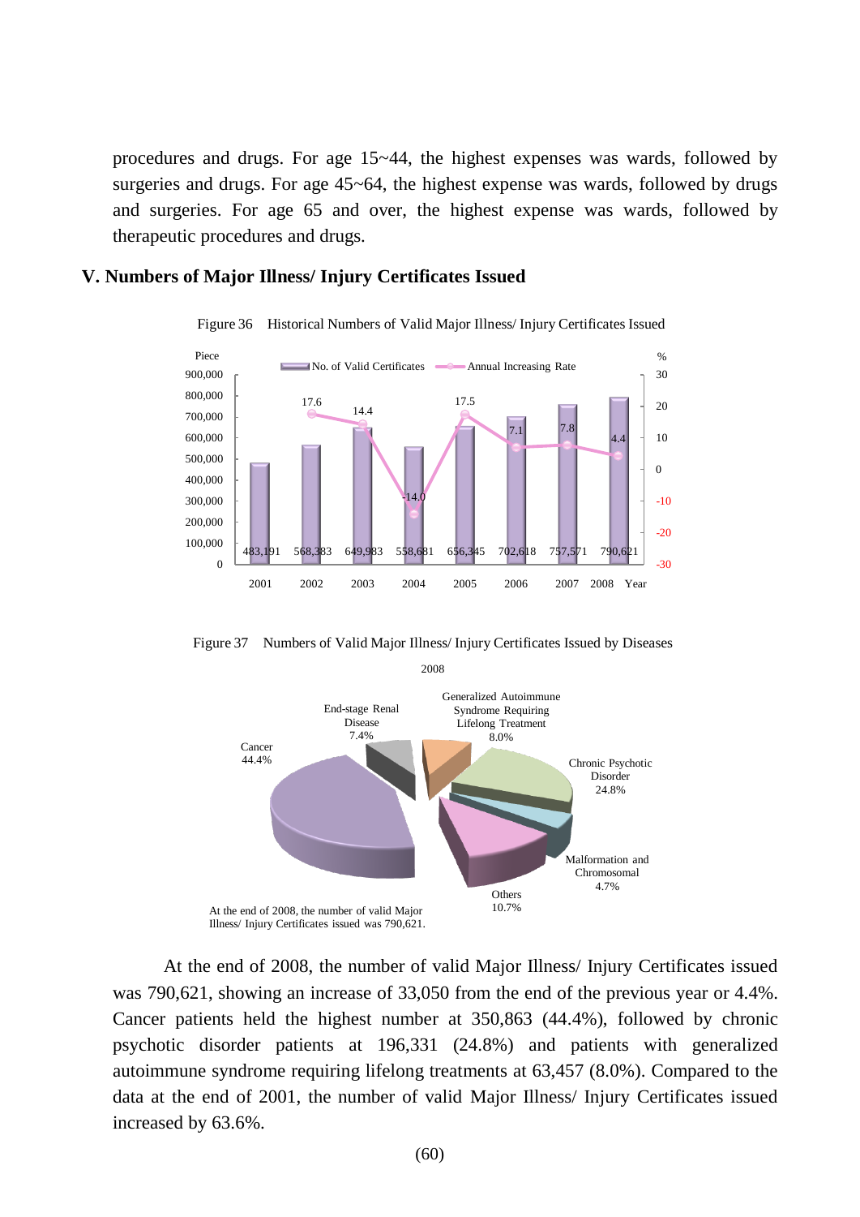procedures and drugs. For age 15~44, the highest expenses was wards, followed by surgeries and drugs. For age 45~64, the highest expense was wards, followed by drugs and surgeries. For age 65 and over, the highest expense was wards, followed by therapeutic procedures and drugs.

## V. Numbers of Major Illness/ Injury Certificates Issued

Figure 36 Historical Numbers of Valid Major Illness/ Injury Certificates Issued

| Year | No. of Valid Certificates (Piece) | Annual Increasing Rate (%) |
|---|---|---|
| 2001 | 483,191 | |
| 2002 | 568,383 | 17.6 |
| 2003 | 649,983 | 14.4 |
| 2004 | 558,681 | -14.0 |
| 2005 | 656,345 | 17.5 |
| 2006 | 702,618 | 7.1 |
| 2007 | 757,571 | 7.8 |
| 2008 | 790,621 | 4.4 |

Figure 37 Numbers of Valid Major Illness/ Injury Certificates Issued by Diseases

2008

| Disease | % |
|---|---|
| Cancer | 44.4% |
| End-stage Renal Disease | 7.4% |
| Generalized Autoimmune Syndrome Requiring Lifelong Treatment | 8.0% |
| Chronic Psychotic Disorder | 24.8% |
| Malformation and Chromosomal | 4.7% |
| Others | 10.7% |

At the end of 2008, the number of valid Major Illness/ Injury Certificates issued was 790,621.

At the end of 2008, the number of valid Major Illness/ Injury Certificates issued was 790,621, showing an increase of 33,050 from the end of the previous year or 4.4%. Cancer patients held the highest number at 350,863 (44.4%), followed by chronic psychotic disorder patients at 196,331 (24.8%) and patients with generalized autoimmune syndrome requiring lifelong treatments at 63,457 (8.0%). Compared to the data at the end of 2001, the number of valid Major Illness/ Injury Certificates issued increased by 63.6%.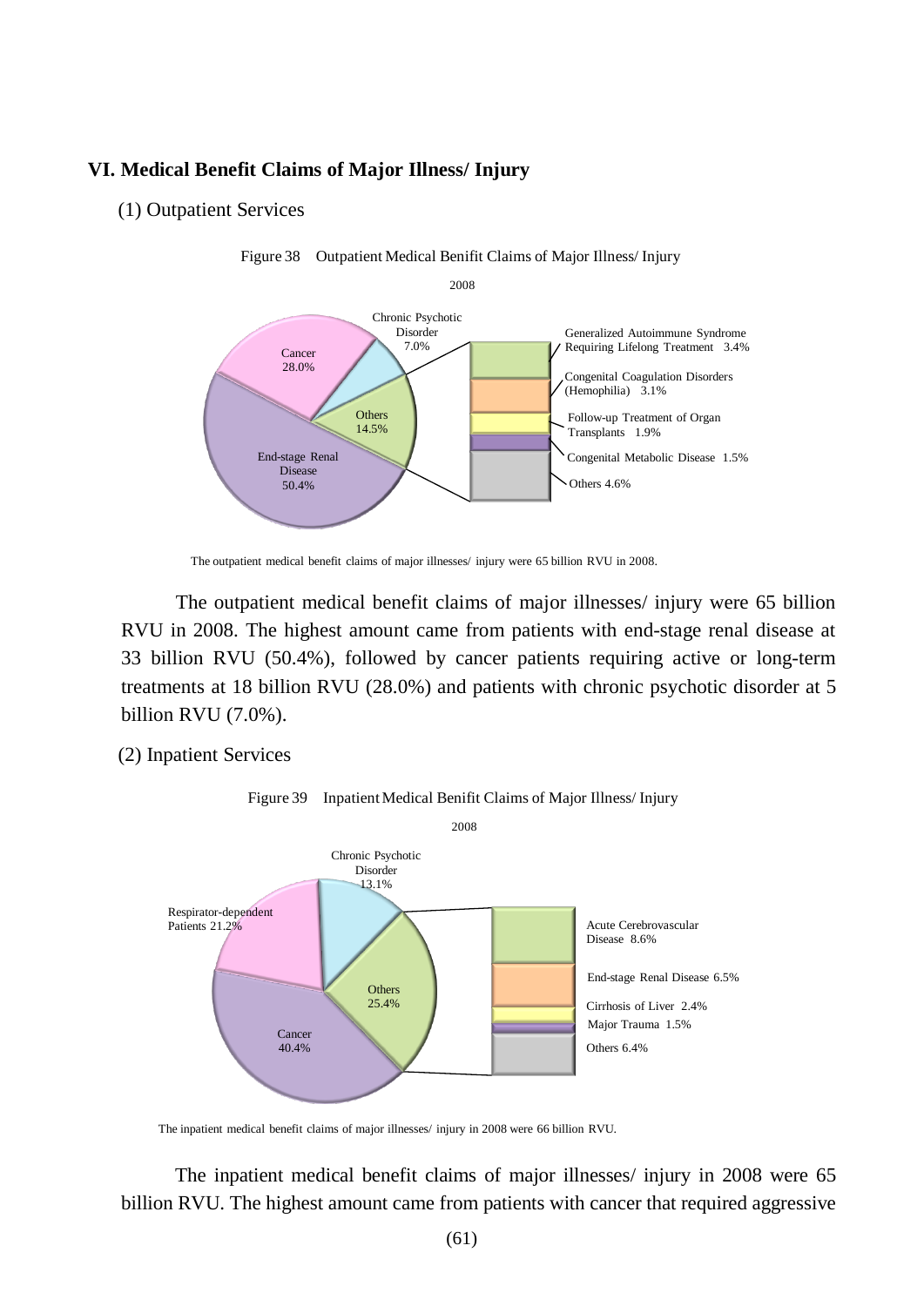## VI. Medical Benefit Claims of Major Illness/ Injury

### (1) Outpatient Services

Figure 38 Outpatient Medical Benifit Claims of Major Illness/ Injury

2008

| Category | Share |
|---|---|
| End-stage Renal Disease | 50.4% |
| Cancer | 28.0% |
| Chronic Psychotic Disorder | 7.0% |
| Others | 14.5% |
| — Generalized Autoimmune Syndrome Requiring Lifelong Treatment | 3.4% |
| — Congenital Coagulation Disorders (Hemophilia) | 3.1% |
| — Follow-up Treatment of Organ Transplants | 1.9% |
| — Congenital Metabolic Disease | 1.5% |
| — Others | 4.6% |

The outpatient medical benefit claims of major illnesses/ injury were 65 billion RVU in 2008.

The outpatient medical benefit claims of major illnesses/ injury were 65 billion RVU in 2008. The highest amount came from patients with end-stage renal disease at 33 billion RVU (50.4%), followed by cancer patients requiring active or long-term treatments at 18 billion RVU (28.0%) and patients with chronic psychotic disorder at 5 billion RVU (7.0%).

### (2) Inpatient Services

Figure 39 Inpatient Medical Benifit Claims of Major Illness/ Injury

2008

| Category | Share |
|---|---|
| Cancer | 40.4% |
| Respirator-dependent Patients | 21.2% |
| Chronic Psychotic Disorder | 13.1% |
| Others | 25.4% |
| — Acute Cerebrovascular Disease | 8.6% |
| — End-stage Renal Disease | 6.5% |
| — Cirrhosis of Liver | 2.4% |
| — Major Trauma | 1.5% |
| — Others | 6.4% |

The inpatient medical benefit claims of major illnesses/ injury in 2008 were 66 billion RVU.

The inpatient medical benefit claims of major illnesses/ injury in 2008 were 65 billion RVU. The highest amount came from patients with cancer that required aggressive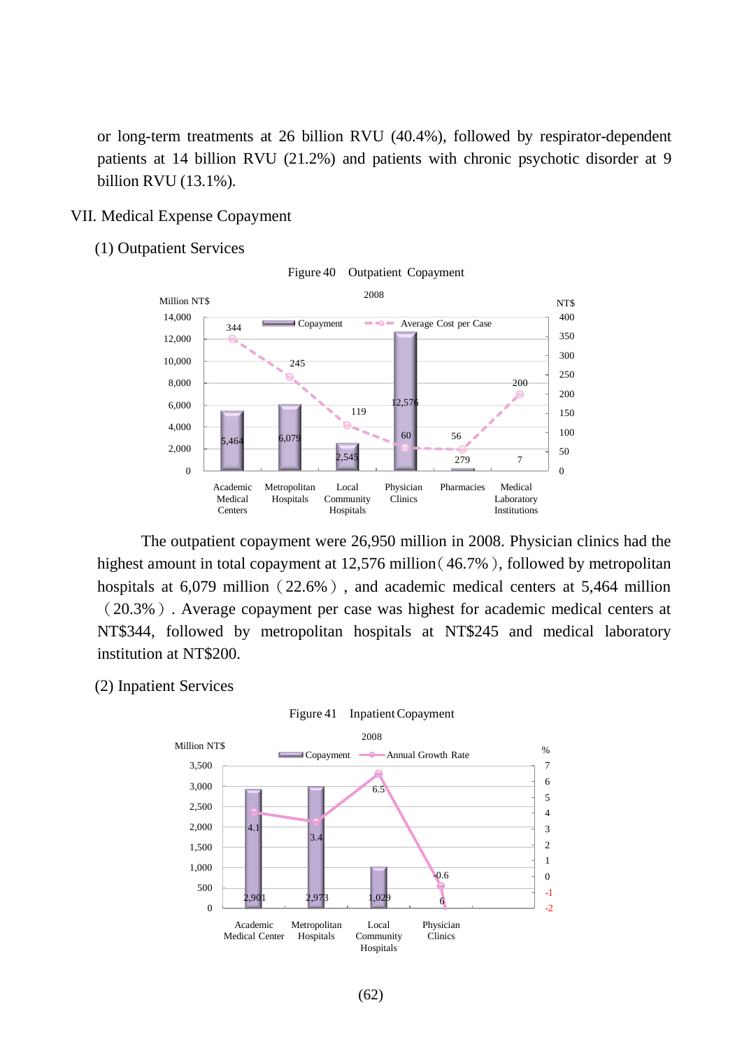or long-term treatments at 26 billion RVU (40.4%), followed by respirator-dependent patients at 14 billion RVU (21.2%) and patients with chronic psychotic disorder at 9 billion RVU (13.1%).

## VII. Medical Expense Copayment

### (1) Outpatient Services

Figure 40 Outpatient Copayment

2008

| | Academic Medical Centers | Metropolitan Hospitals | Local Community Hospitals | Physician Clinics | Pharmacies | Medical Laboratory Institutions |
|---|---|---|---|---|---|---|
| Copayment (Million NT$) | 5,464 | 6,079 | 2,545 | 12,576 | 279 | 7 |
| Average Cost per Case (NT$) | 344 | 245 | 119 | 60 | 56 | 200 |

The outpatient copayment were 26,950 million in 2008. Physician clinics had the highest amount in total copayment at 12,576 million（46.7%）, followed by metropolitan hospitals at 6,079 million（22.6%）, and academic medical centers at 5,464 million（20.3%）. Average copayment per case was highest for academic medical centers at NT$344, followed by metropolitan hospitals at NT$245 and medical laboratory institution at NT$200.

### (2) Inpatient Services

Figure 41 Inpatient Copayment

2008

| | Academic Medical Center | Metropolitan Hospitals | Local Community Hospitals | Physician Clinics |
|---|---|---|---|---|
| Copayment (Million NT$) | 2,901 | 2,973 | 1,029 | 6 |
| Annual Growth Rate (%) | 4.1 | 3.4 | 6.5 | -0.6 |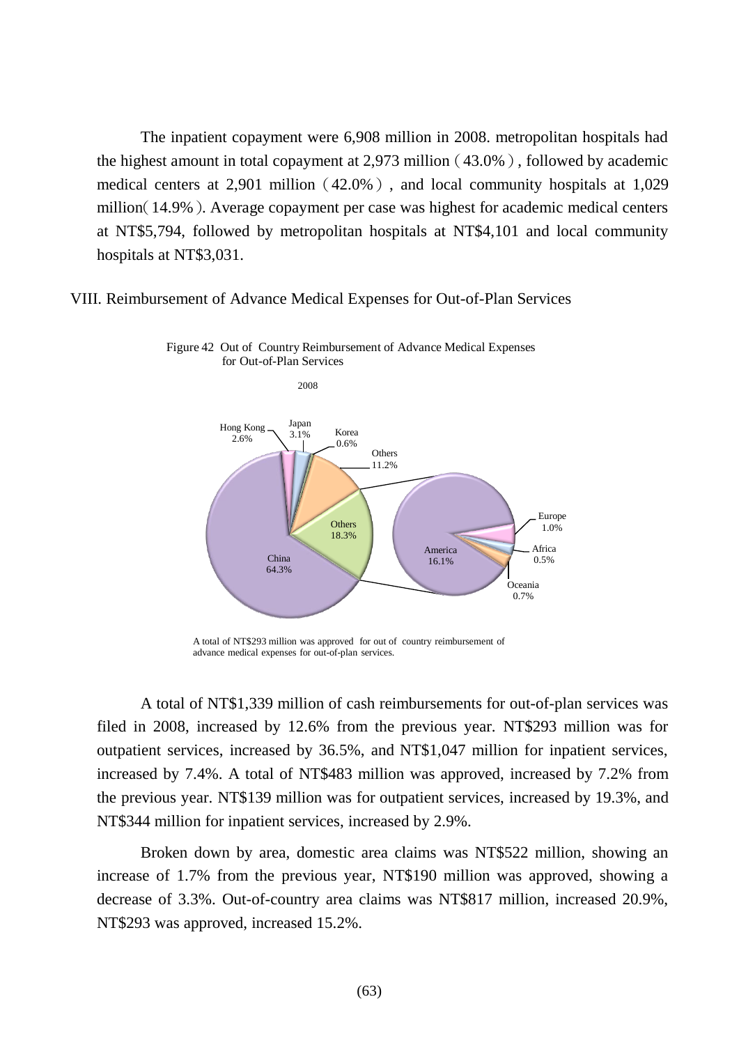The inpatient copayment were 6,908 million in 2008. metropolitan hospitals had the highest amount in total copayment at 2,973 million（43.0%）, followed by academic medical centers at 2,901 million（42.0%）, and local community hospitals at 1,029 million（14.9%）. Average copayment per case was highest for academic medical centers at NT$5,794, followed by metropolitan hospitals at NT$4,101 and local community hospitals at NT$3,031.

## VIII. Reimbursement of Advance Medical Expenses for Out-of-Plan Services

Figure 42 Out of Country Reimbursement of Advance Medical Expenses for Out-of-Plan Services

2008

China 64.3%; Others 18.3%; Others 11.2%; Hong Kong 2.6%; Japan 3.1%; Korea 0.6%; America 16.1%; Europe 1.0%; Africa 0.5%; Oceania 0.7%

A total of NT$293 million was approved for out of country reimbursement of advance medical expenses for out-of-plan services.

A total of NT$1,339 million of cash reimbursements for out-of-plan services was filed in 2008, increased by 12.6% from the previous year. NT$293 million was for outpatient services, increased by 36.5%, and NT$1,047 million for inpatient services, increased by 7.4%. A total of NT$483 million was approved, increased by 7.2% from the previous year. NT$139 million was for outpatient services, increased by 19.3%, and NT$344 million for inpatient services, increased by 2.9%.

Broken down by area, domestic area claims was NT$522 million, showing an increase of 1.7% from the previous year, NT$190 million was approved, showing a decrease of 3.3%. Out-of-country area claims was NT$817 million, increased 20.9%, NT$293 was approved, increased 15.2%.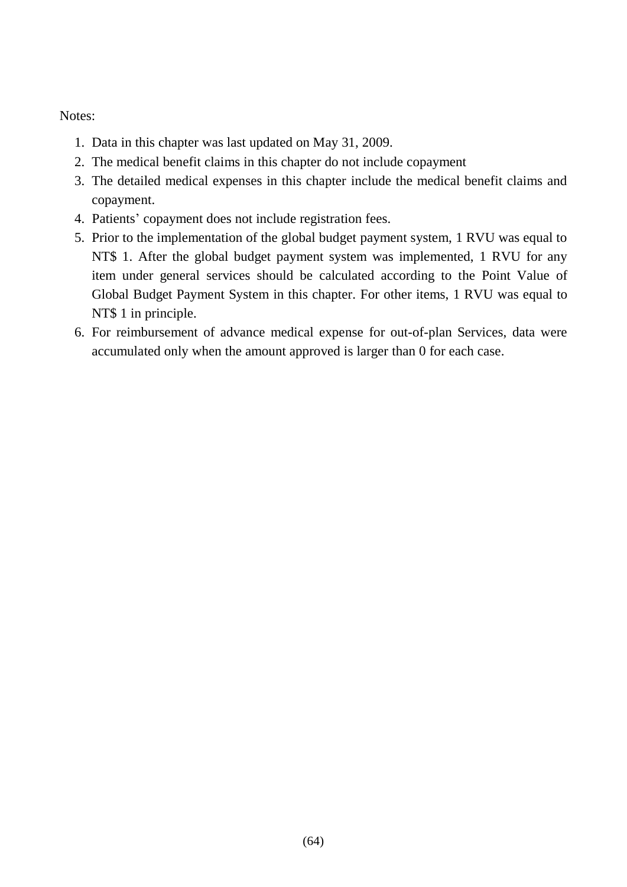Notes:

1. Data in this chapter was last updated on May 31, 2009.
2. The medical benefit claims in this chapter do not include copayment
3. The detailed medical expenses in this chapter include the medical benefit claims and copayment.
4. Patients' copayment does not include registration fees.
5. Prior to the implementation of the global budget payment system, 1 RVU was equal to NT$ 1. After the global budget payment system was implemented, 1 RVU for any item under general services should be calculated according to the Point Value of Global Budget Payment System in this chapter. For other items, 1 RVU was equal to NT$ 1 in principle.
6. For reimbursement of advance medical expense for out-of-plan Services, data were accumulated only when the amount approved is larger than 0 for each case.